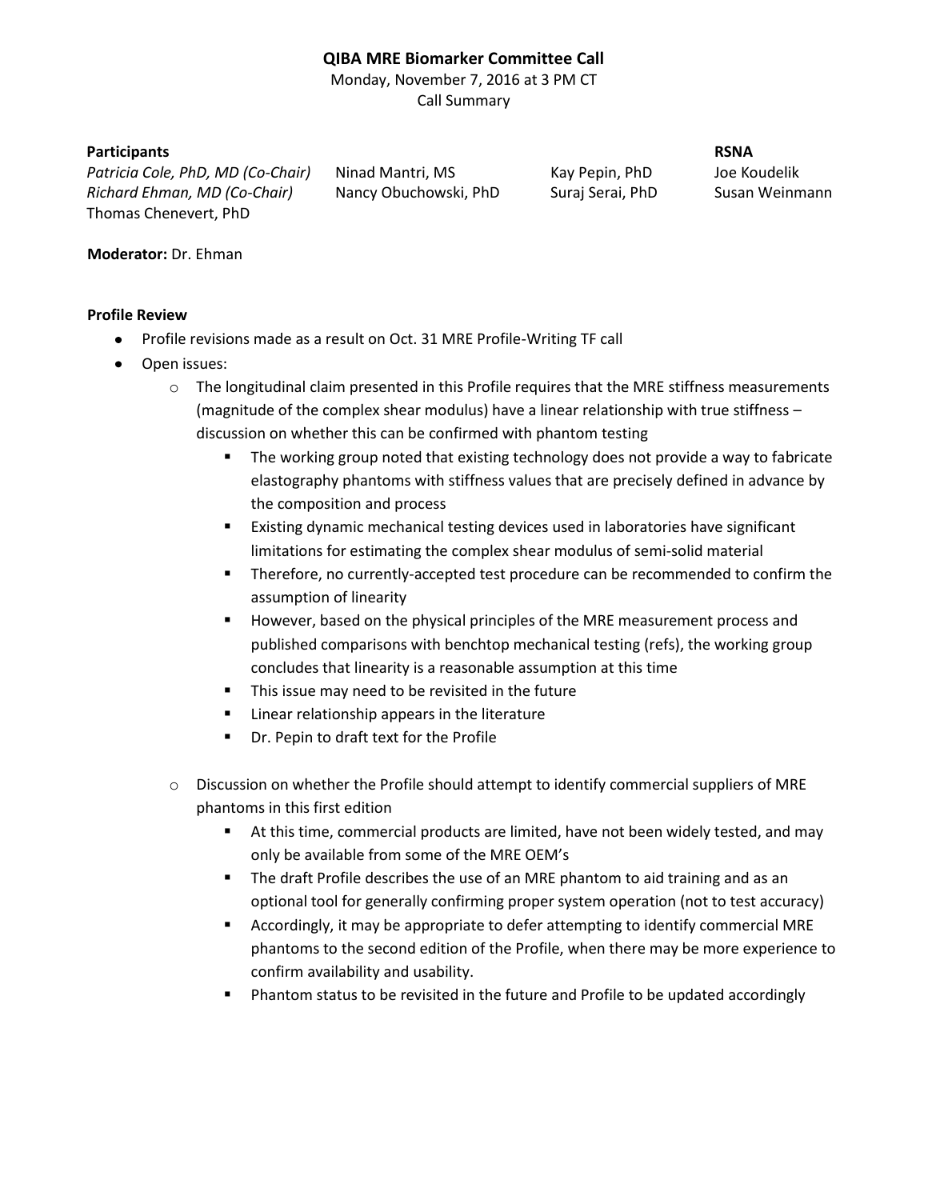# QIBA MRE Biomarker Committee Call

Monday, November 7, 2016 at 3 PM CT

Call Summary

**Participants**

*Patricia Cole, PhD, MD (Co-Chair)*
*Richard Ehman, MD (Co-Chair)*
Thomas Chenevert, PhD
Ninad Mantri, MS
Nancy Obuchowski, PhD
Kay Pepin, PhD
Suraj Serai, PhD

**RSNA**

Joe Koudelik
Susan Weinmann

**Moderator:** Dr. Ehman

**Profile Review**

- Profile revisions made as a result on Oct. 31 MRE Profile-Writing TF call
- Open issues:
  - The longitudinal claim presented in this Profile requires that the MRE stiffness measurements (magnitude of the complex shear modulus) have a linear relationship with true stiffness – discussion on whether this can be confirmed with phantom testing
    - The working group noted that existing technology does not provide a way to fabricate elastography phantoms with stiffness values that are precisely defined in advance by the composition and process
    - Existing dynamic mechanical testing devices used in laboratories have significant limitations for estimating the complex shear modulus of semi-solid material
    - Therefore, no currently-accepted test procedure can be recommended to confirm the assumption of linearity
    - However, based on the physical principles of the MRE measurement process and published comparisons with benchtop mechanical testing (refs), the working group concludes that linearity is a reasonable assumption at this time
    - This issue may need to be revisited in the future
    - Linear relationship appears in the literature
    - Dr. Pepin to draft text for the Profile
  - Discussion on whether the Profile should attempt to identify commercial suppliers of MRE phantoms in this first edition
    - At this time, commercial products are limited, have not been widely tested, and may only be available from some of the MRE OEM's
    - The draft Profile describes the use of an MRE phantom to aid training and as an optional tool for generally confirming proper system operation (not to test accuracy)
    - Accordingly, it may be appropriate to defer attempting to identify commercial MRE phantoms to the second edition of the Profile, when there may be more experience to confirm availability and usability.
    - Phantom status to be revisited in the future and Profile to be updated accordingly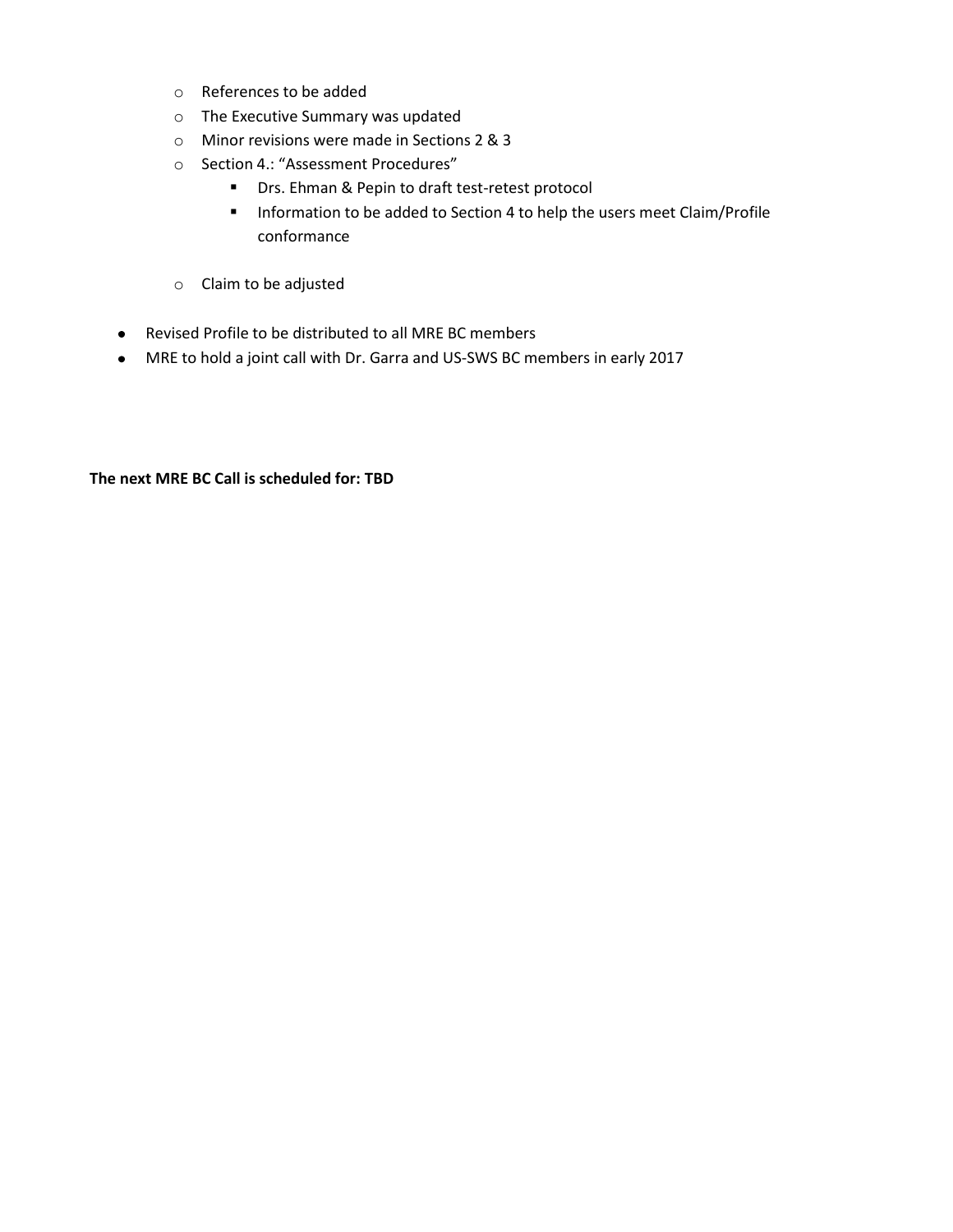- References to be added
  - The Executive Summary was updated
  - Minor revisions were made in Sections 2 & 3
  - Section 4.: "Assessment Procedures"
    - Drs. Ehman & Pepin to draft test-retest protocol
    - Information to be added to Section 4 to help the users meet Claim/Profile conformance
  - Claim to be adjusted

- Revised Profile to be distributed to all MRE BC members
- MRE to hold a joint call with Dr. Garra and US-SWS BC members in early 2017

**The next MRE BC Call is scheduled for: TBD**